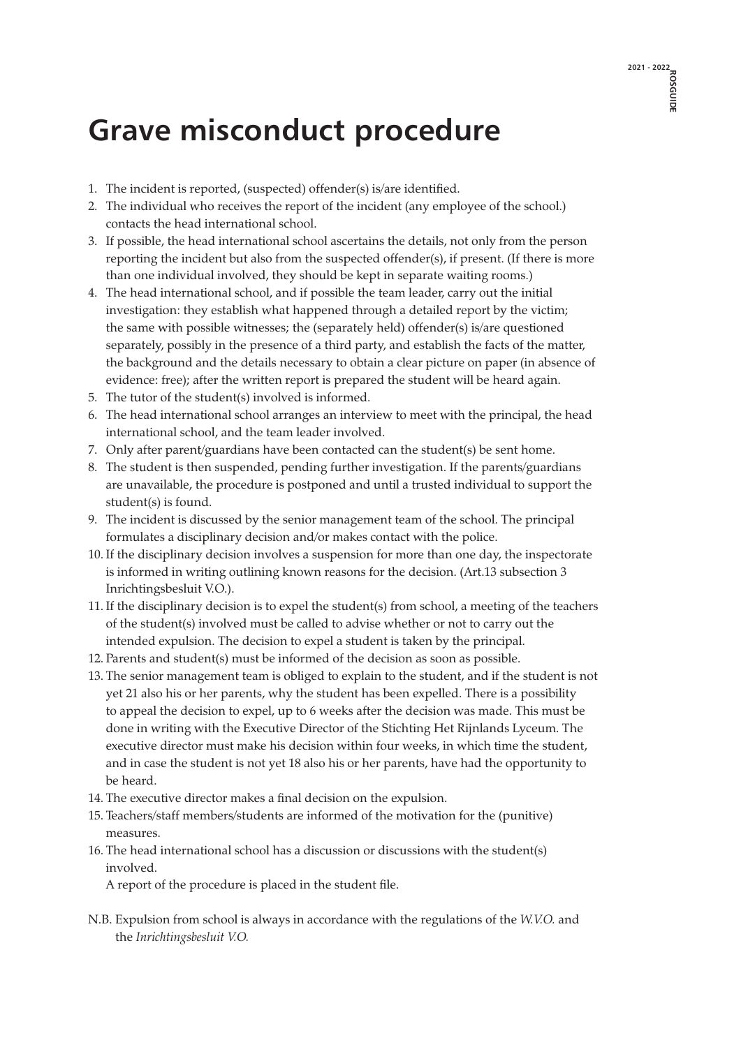# Grave misconduct procedure

1. The incident is reported, (suspected) offender(s) is/are identified.
2. The individual who receives the report of the incident (any employee of the school.) contacts the head international school.
3. If possible, the head international school ascertains the details, not only from the person reporting the incident but also from the suspected offender(s), if present. (If there is more than one individual involved, they should be kept in separate waiting rooms.)
4. The head international school, and if possible the team leader, carry out the initial investigation: they establish what happened through a detailed report by the victim; the same with possible witnesses; the (separately held) offender(s) is/are questioned separately, possibly in the presence of a third party, and establish the facts of the matter, the background and the details necessary to obtain a clear picture on paper (in absence of evidence: free); after the written report is prepared the student will be heard again.
5. The tutor of the student(s) involved is informed.
6. The head international school arranges an interview to meet with the principal, the head international school, and the team leader involved.
7. Only after parent/guardians have been contacted can the student(s) be sent home.
8. The student is then suspended, pending further investigation. If the parents/guardians are unavailable, the procedure is postponed and until a trusted individual to support the student(s) is found.
9. The incident is discussed by the senior management team of the school. The principal formulates a disciplinary decision and/or makes contact with the police.
10. If the disciplinary decision involves a suspension for more than one day, the inspectorate is informed in writing outlining known reasons for the decision. (Art.13 subsection 3 Inrichtingsbesluit V.O.).
11. If the disciplinary decision is to expel the student(s) from school, a meeting of the teachers of the student(s) involved must be called to advise whether or not to carry out the intended expulsion. The decision to expel a student is taken by the principal.
12. Parents and student(s) must be informed of the decision as soon as possible.
13. The senior management team is obliged to explain to the student, and if the student is not yet 21 also his or her parents, why the student has been expelled. There is a possibility to appeal the decision to expel, up to 6 weeks after the decision was made. This must be done in writing with the Executive Director of the Stichting Het Rijnlands Lyceum. The executive director must make his decision within four weeks, in which time the student, and in case the student is not yet 18 also his or her parents, have had the opportunity to be heard.
14. The executive director makes a final decision on the expulsion.
15. Teachers/staff members/students are informed of the motivation for the (punitive) measures.
16. The head international school has a discussion or discussions with the student(s) involved.
    A report of the procedure is placed in the student file.

N.B. Expulsion from school is always in accordance with the regulations of the *W.V.O.* and the *Inrichtingsbesluit V.O.*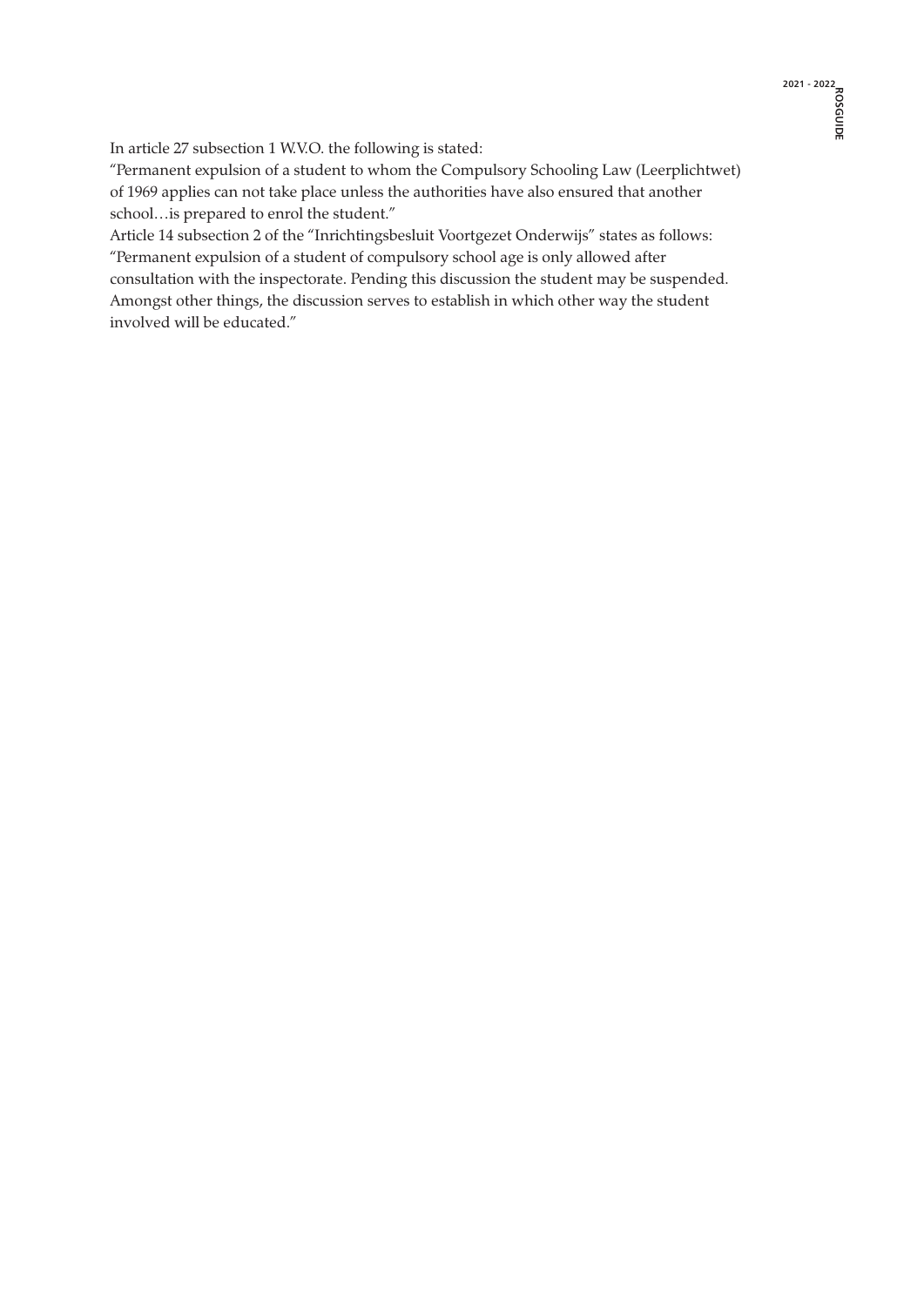In article 27 subsection 1 W.V.O. the following is stated:
“Permanent expulsion of a student to whom the Compulsory Schooling Law (Leerplichtwet) of 1969 applies can not take place unless the authorities have also ensured that another school…is prepared to enrol the student.”
Article 14 subsection 2 of the “Inrichtingsbesluit Voortgezet Onderwijs” states as follows:
“Permanent expulsion of a student of compulsory school age is only allowed after consultation with the inspectorate. Pending this discussion the student may be suspended. Amongst other things, the discussion serves to establish in which other way the student involved will be educated.”